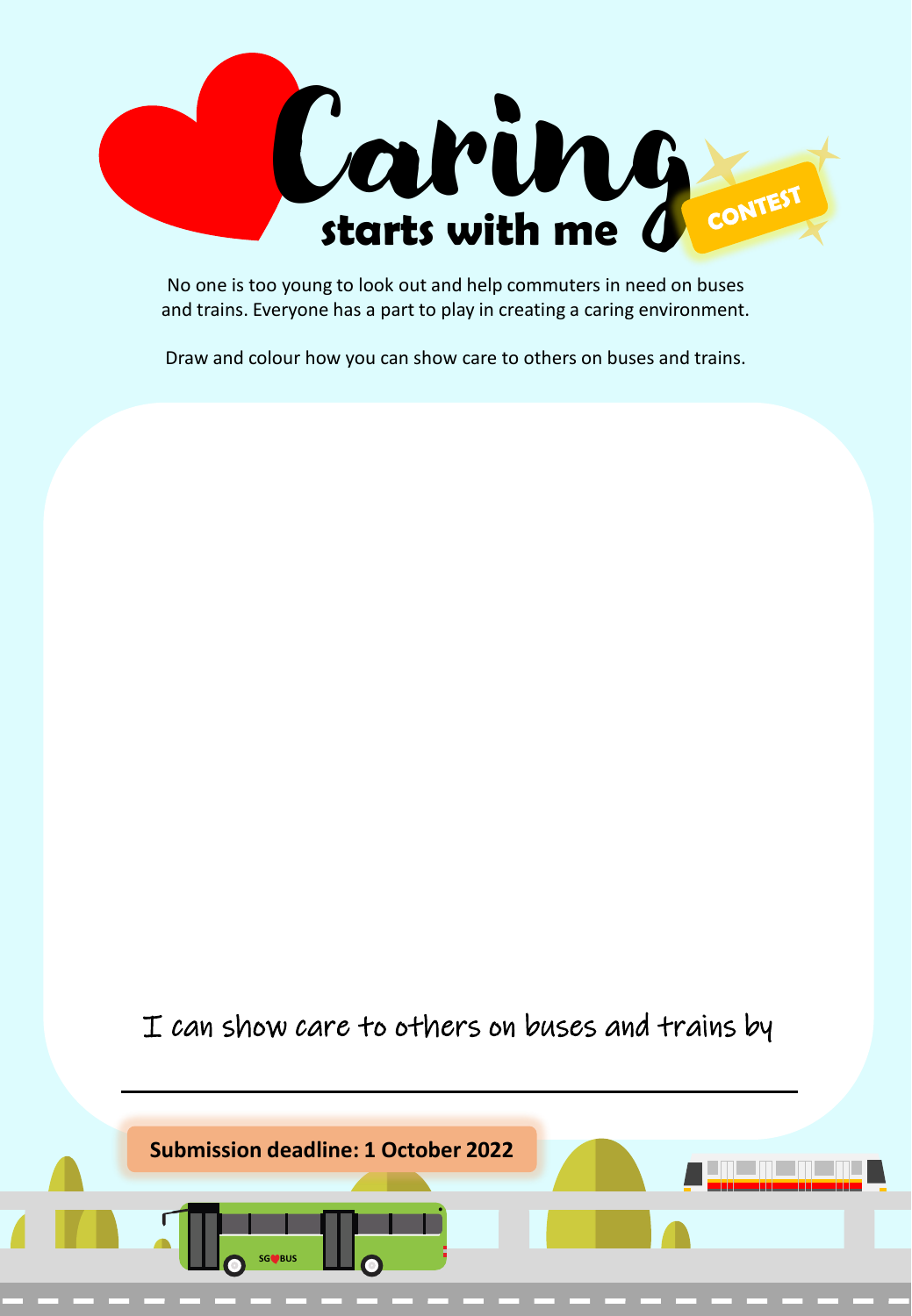# Caring starts with me

CONTEST

No one is too young to look out and help commuters in need on buses and trains. Everyone has a part to play in creating a caring environment.

Draw and colour how you can show care to others on buses and trains.

I can show care to others on buses and trains by

______________________________________________

**Submission deadline: 1 October 2022**

SG BUS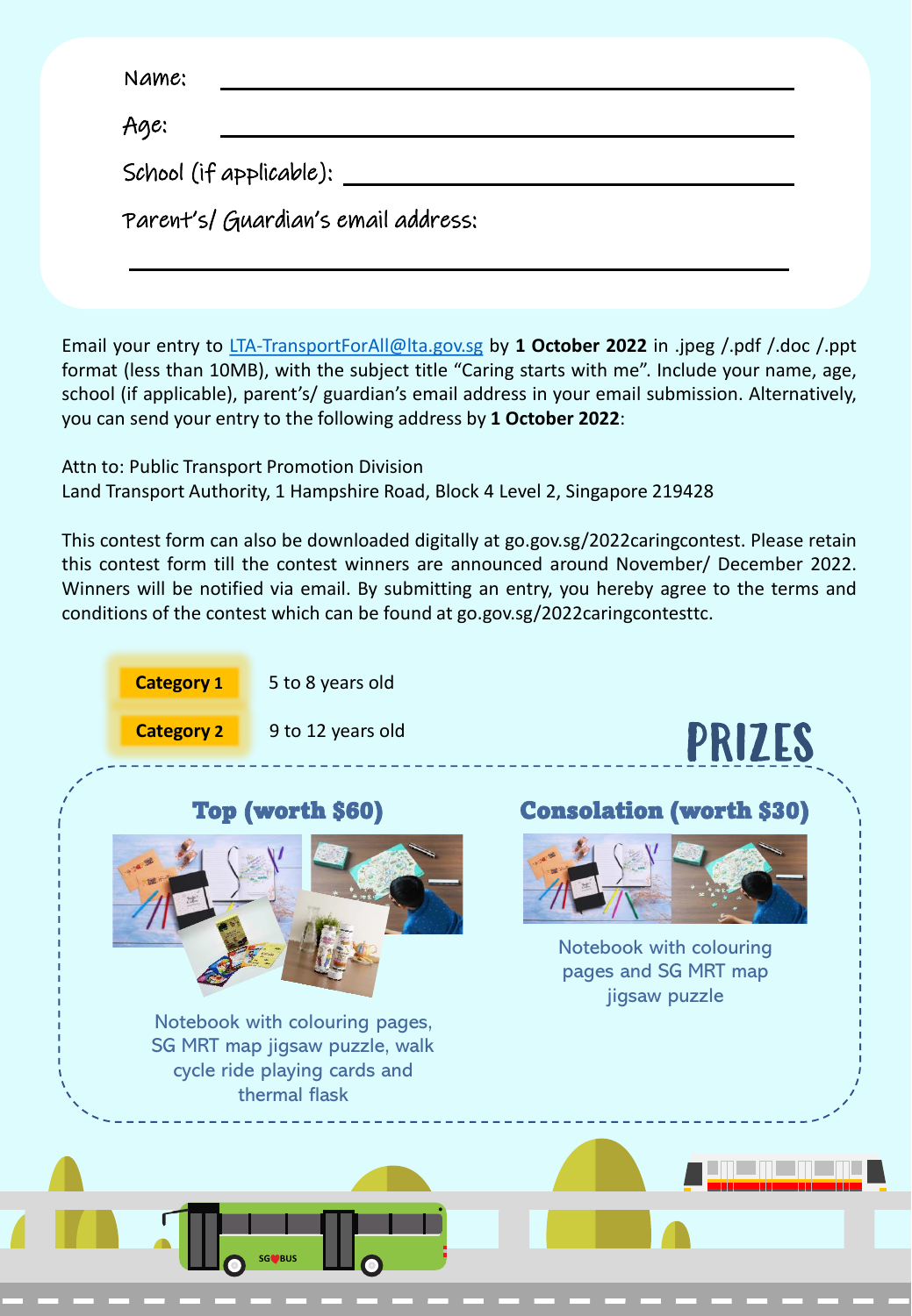Name: ____________________

Age: ____________________

School (if applicable): ____________________

Parent's/ Guardian's email address:

____________________

Email your entry to LTA-TransportForAll@lta.gov.sg by **1 October 2022** in .jpeg /.pdf /.doc /.ppt format (less than 10MB), with the subject title "Caring starts with me". Include your name, age, school (if applicable), parent's/ guardian's email address in your email submission. Alternatively, you can send your entry to the following address by **1 October 2022**:

Attn to: Public Transport Promotion Division
Land Transport Authority, 1 Hampshire Road, Block 4 Level 2, Singapore 219428

This contest form can also be downloaded digitally at go.gov.sg/2022caringcontest. Please retain this contest form till the contest winners are announced around November/ December 2022. Winners will be notified via email. By submitting an entry, you hereby agree to the terms and conditions of the contest which can be found at go.gov.sg/2022caringcontesttc.

**Category 1** 5 to 8 years old

**Category 2** 9 to 12 years old

# PRIZES

## Top (worth $60)

Notebook with colouring pages, SG MRT map jigsaw puzzle, walk cycle ride playing cards and thermal flask

## Consolation (worth $30)

Notebook with colouring pages and SG MRT map jigsaw puzzle